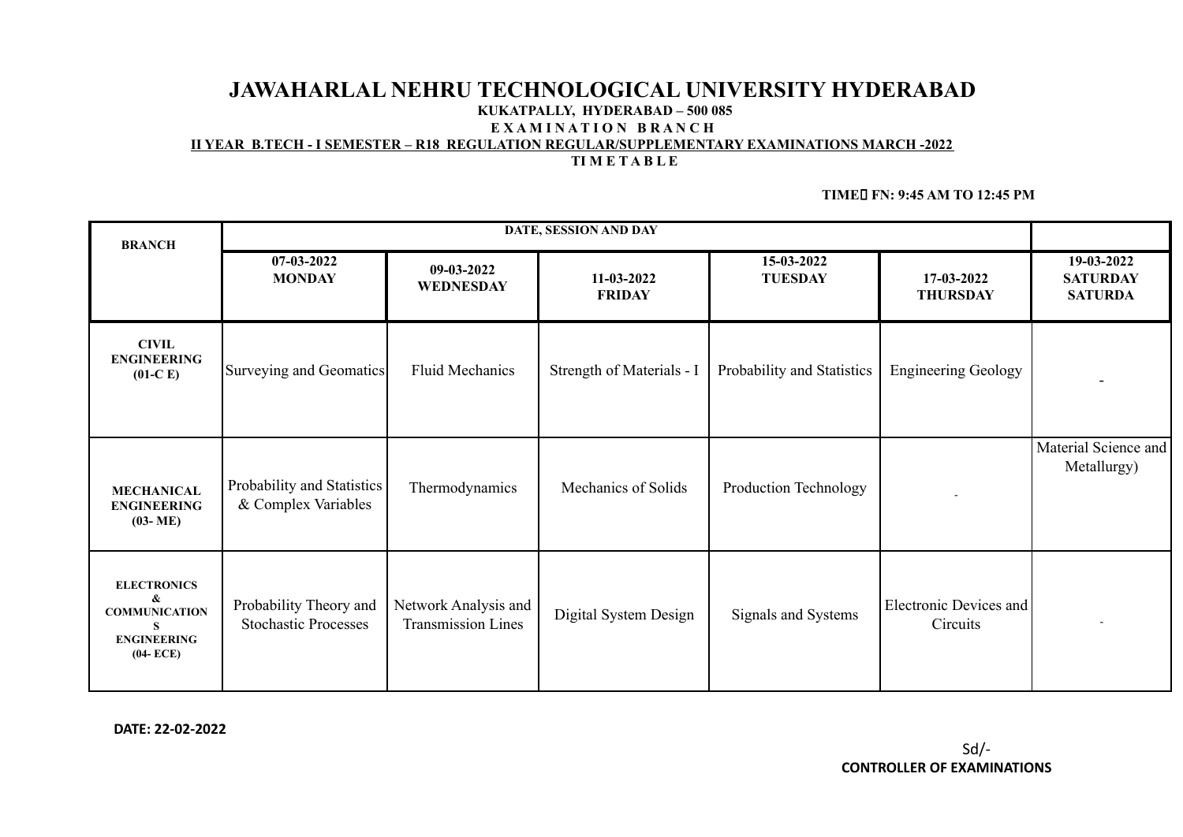# JAWAHARLAL NEHRU TECHNOLOGICAL UNIVERSITY HYDERABAD

**KUKATPALLY, HYDERABAD – 500 085**

**E X A M I N A T I O N B R A N C H**

**II YEAR B.TECH - I SEMESTER – R18 REGULATION REGULAR/SUPPLEMENTARY EXAMINATIONS MARCH -2022**

**TI M E T A B L E**

**TIME FN: 9:45 AM TO 12:45 PM**

| BRANCH | DATE, SESSION AND DAY | | | | | |
|---|---|---|---|---|---|---|
| | 07-03-2022 MONDAY | 09-03-2022 WEDNESDAY | 11-03-2022 FRIDAY | 15-03-2022 TUESDAY | 17-03-2022 THURSDAY | 19-03-2022 SATURDAY SATURDA |
| CIVIL ENGINEERING (01-C E) | Surveying and Geomatics | Fluid Mechanics | Strength of Materials - I | Probability and Statistics | Engineering Geology | - |
| MECHANICAL ENGINEERING (03- ME) | Probability and Statistics & Complex Variables | Thermodynamics | Mechanics of Solids | Production Technology | - | Material Science and Metallurgy) |
| ELECTRONICS & COMMUNICATIONS ENGINEERING (04- ECE) | Probability Theory and Stochastic Processes | Network Analysis and Transmission Lines | Digital System Design | Signals and Systems | Electronic Devices and Circuits | - |

**DATE: 22-02-2022**

Sd/-

**CONTROLLER OF EXAMINATIONS**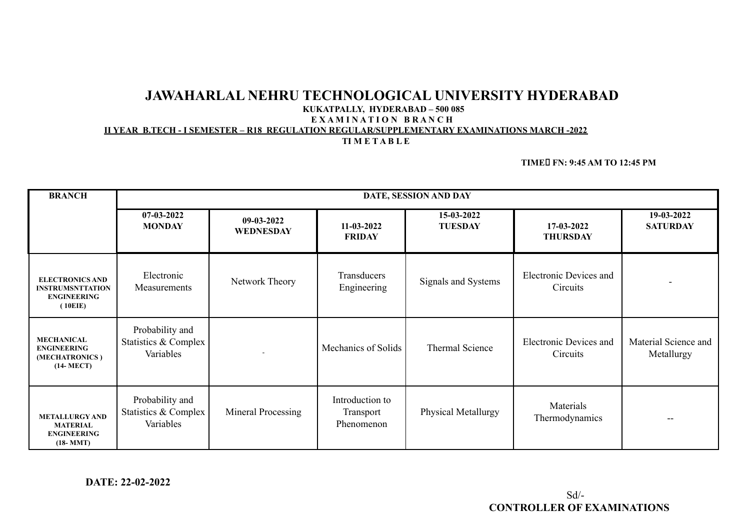# JAWAHARLAL NEHRU TECHNOLOGICAL UNIVERSITY HYDERABAD

**KUKATPALLY, HYDERABAD – 500 085**

**E X A M I N A T I O N B R A N C H**

**II YEAR B.TECH - I SEMESTER – R18 REGULATION REGULAR/SUPPLEMENTARY EXAMINATIONS MARCH -2022**

**TI M E T A B L E**

**TIME FN: 9:45 AM TO 12:45 PM**

| BRANCH | DATE, SESSION AND DAY | | | | | |
|---|---|---|---|---|---|---|
| | **07-03-2022 MONDAY** | **09-03-2022 WEDNESDAY** | **11-03-2022 FRIDAY** | **15-03-2022 TUESDAY** | **17-03-2022 THURSDAY** | **19-03-2022 SATURDAY** |
| **ELECTRONICS AND INSTRUMSNTTATION ENGINEERING ( 10EIE)** | Electronic Measurements | Network Theory | Transducers Engineering | Signals and Systems | Electronic Devices and Circuits | - |
| **MECHANICAL ENGINEERING (MECHATRONICS ) (14- MECT)** | Probability and Statistics & Complex Variables | - | Mechanics of Solids | Thermal Science | Electronic Devices and Circuits | Material Science and Metallurgy |
| **METALLURGY AND MATERIAL ENGINEERING (18- MMT)** | Probability and Statistics & Complex Variables | Mineral Processing | Introduction to Transport Phenomenon | Physical Metallurgy | Materials Thermodynamics | -- |

**DATE: 22-02-2022**

Sd/-

**CONTROLLER OF EXAMINATIONS**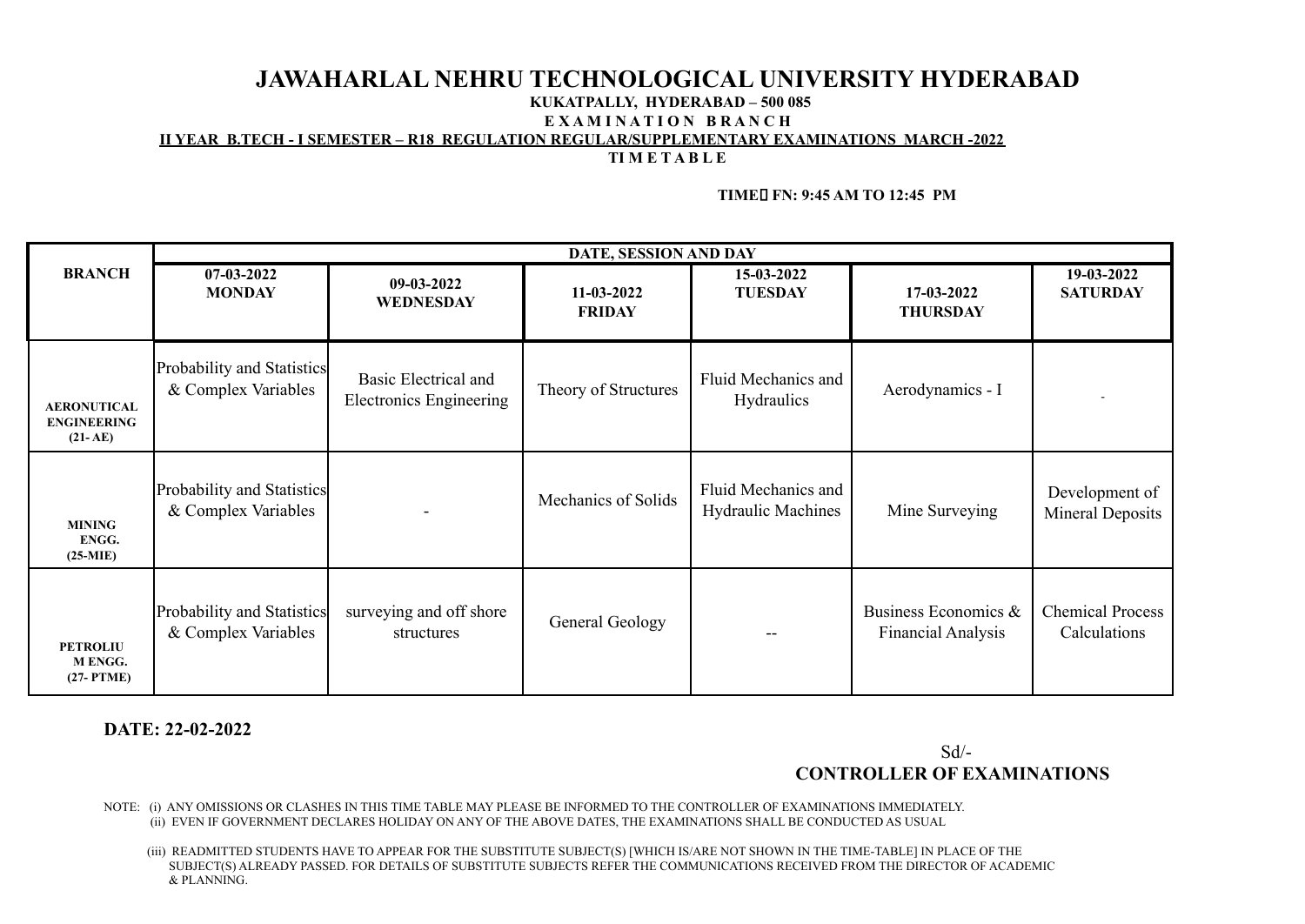# JAWAHARLAL NEHRU TECHNOLOGICAL UNIVERSITY HYDERABAD

**KUKATPALLY, HYDERABAD – 500 085**

**E X A M I N A T I O N B R A N C H**

**II YEAR B.TECH - I SEMESTER – R18 REGULATION REGULAR/SUPPLEMENTARY EXAMINATIONS MARCH -2022**

**TI M E T A B L E**

**TIME FN: 9:45 AM TO 12:45 PM**

| BRANCH | DATE, SESSION AND DAY | | | | | |
|---|---|---|---|---|---|---|
| | **07-03-2022 MONDAY** | **09-03-2022 WEDNESDAY** | **11-03-2022 FRIDAY** | **15-03-2022 TUESDAY** | **17-03-2022 THURSDAY** | **19-03-2022 SATURDAY** |
| **AERONUTICAL ENGINEERING (21- AE)** | Probability and Statistics & Complex Variables | Basic Electrical and Electronics Engineering | Theory of Structures | Fluid Mechanics and Hydraulics | Aerodynamics - I | - |
| **MINING ENGG. (25-MIE)** | Probability and Statistics & Complex Variables | - | Mechanics of Solids | Fluid Mechanics and Hydraulic Machines | Mine Surveying | Development of Mineral Deposits |
| **PETROLIUM ENGG. (27- PTME)** | Probability and Statistics & Complex Variables | surveying and off shore structures | General Geology | -- | Business Economics & Financial Analysis | Chemical Process Calculations |

**DATE: 22-02-2022**

Sd/-
**CONTROLLER OF EXAMINATIONS**

NOTE: (i) ANY OMISSIONS OR CLASHES IN THIS TIME TABLE MAY PLEASE BE INFORMED TO THE CONTROLLER OF EXAMINATIONS IMMEDIATELY.
(ii) EVEN IF GOVERNMENT DECLARES HOLIDAY ON ANY OF THE ABOVE DATES, THE EXAMINATIONS SHALL BE CONDUCTED AS USUAL

(iii) READMITTED STUDENTS HAVE TO APPEAR FOR THE SUBSTITUTE SUBJECT(S) [WHICH IS/ARE NOT SHOWN IN THE TIME-TABLE] IN PLACE OF THE SUBJECT(S) ALREADY PASSED. FOR DETAILS OF SUBSTITUTE SUBJECTS REFER THE COMMUNICATIONS RECEIVED FROM THE DIRECTOR OF ACADEMIC & PLANNING.